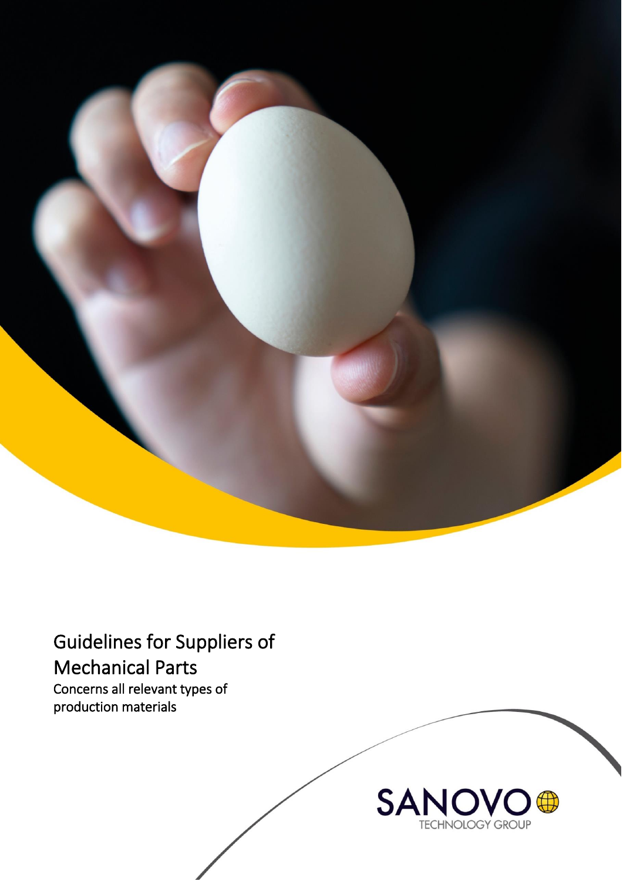# Guidelines for Suppliers of Mechanical Parts

Concerns all relevant types of production materials

SANOVO TECHNOLOGY GROUP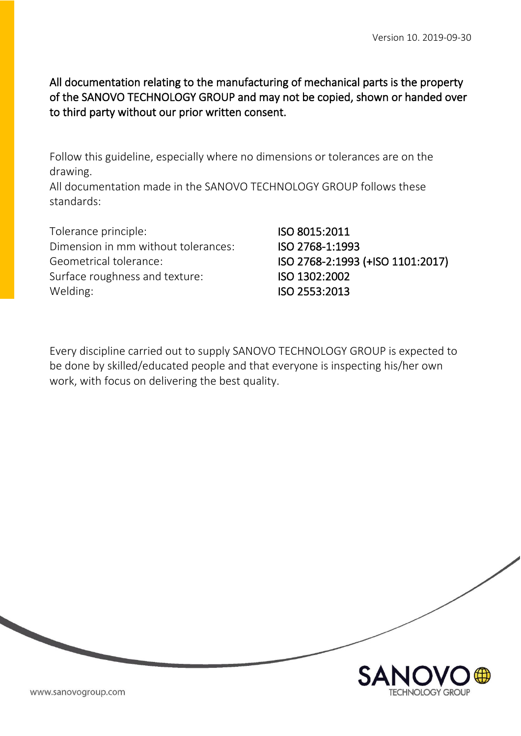Version 10. 2019-09-30

All documentation relating to the manufacturing of mechanical parts is the property of the SANOVO TECHNOLOGY GROUP and may not be copied, shown or handed over to third party without our prior written consent.

Follow this guideline, especially where no dimensions or tolerances are on the drawing.
All documentation made in the SANOVO TECHNOLOGY GROUP follows these standards:

| | |
|---|---|
| Tolerance principle: | ISO 8015:2011 |
| Dimension in mm without tolerances: | ISO 2768-1:1993 |
| Geometrical tolerance: | ISO 2768-2:1993 (+ISO 1101:2017) |
| Surface roughness and texture: | ISO 1302:2002 |
| Welding: | ISO 2553:2013 |

Every discipline carried out to supply SANOVO TECHNOLOGY GROUP is expected to be done by skilled/educated people and that everyone is inspecting his/her own work, with focus on delivering the best quality.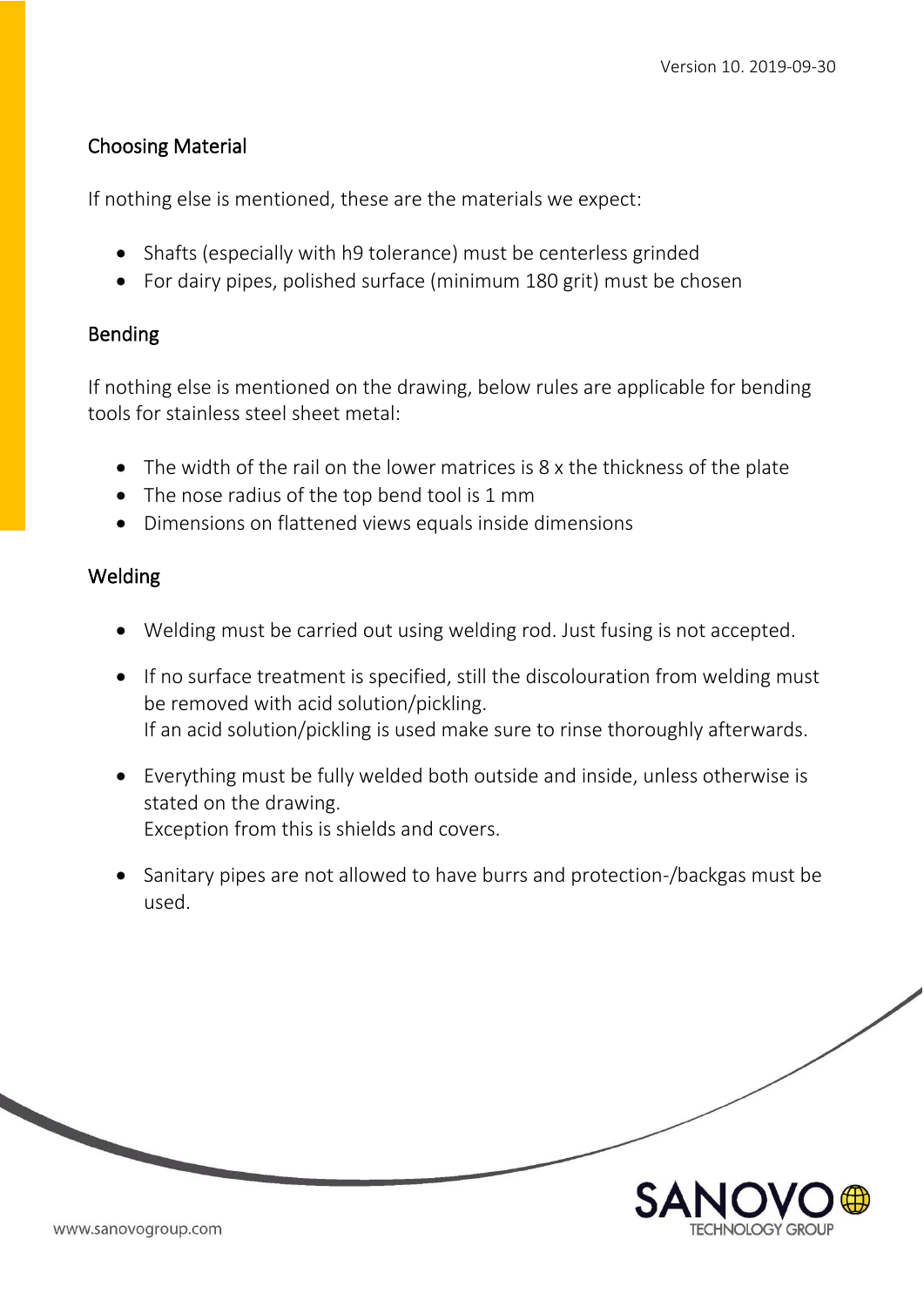## Choosing Material

If nothing else is mentioned, these are the materials we expect:

- Shafts (especially with h9 tolerance) must be centerless grinded
- For dairy pipes, polished surface (minimum 180 grit) must be chosen

## Bending

If nothing else is mentioned on the drawing, below rules are applicable for bending tools for stainless steel sheet metal:

- The width of the rail on the lower matrices is 8 x the thickness of the plate
- The nose radius of the top bend tool is 1 mm
- Dimensions on flattened views equals inside dimensions

## Welding

- Welding must be carried out using welding rod. Just fusing is not accepted.
- If no surface treatment is specified, still the discolouration from welding must be removed with acid solution/pickling.
  If an acid solution/pickling is used make sure to rinse thoroughly afterwards.
- Everything must be fully welded both outside and inside, unless otherwise is stated on the drawing.
  Exception from this is shields and covers.
- Sanitary pipes are not allowed to have burrs and protection-/backgas must be used.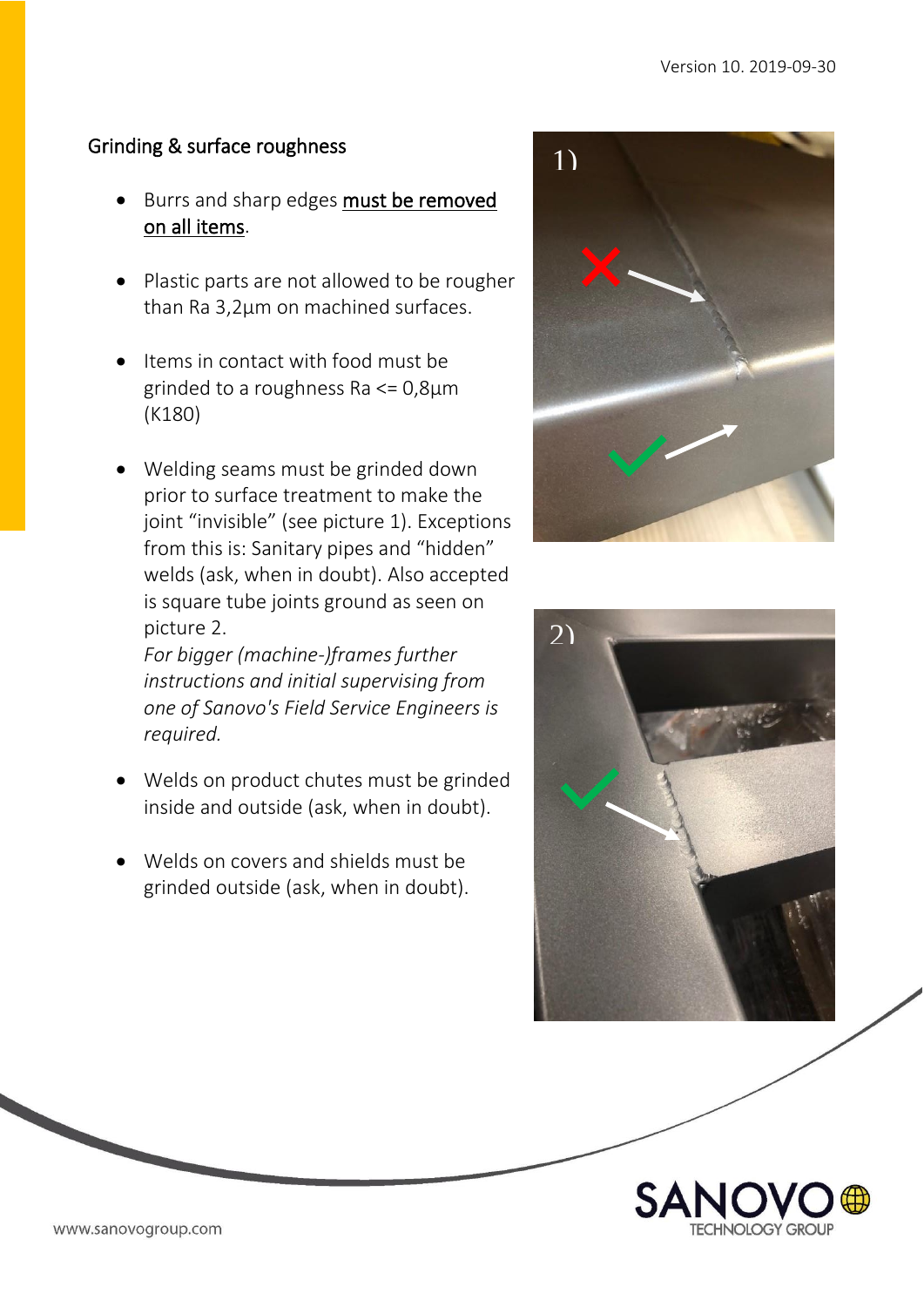## Grinding & surface roughness

- Burrs and sharp edges <u>must be removed on all items</u>.

- Plastic parts are not allowed to be rougher than Ra 3,2µm on machined surfaces.

- Items in contact with food must be grinded to a roughness Ra <= 0,8µm (K180)

- Welding seams must be grinded down prior to surface treatment to make the joint "invisible" (see picture 1). Exceptions from this is: Sanitary pipes and "hidden" welds (ask, when in doubt). Also accepted is square tube joints ground as seen on picture 2.
  *For bigger (machine-)frames further instructions and initial supervising from one of Sanovo's Field Service Engineers is required.*

- Welds on product chutes must be grinded inside and outside (ask, when in doubt).

- Welds on covers and shields must be grinded outside (ask, when in doubt).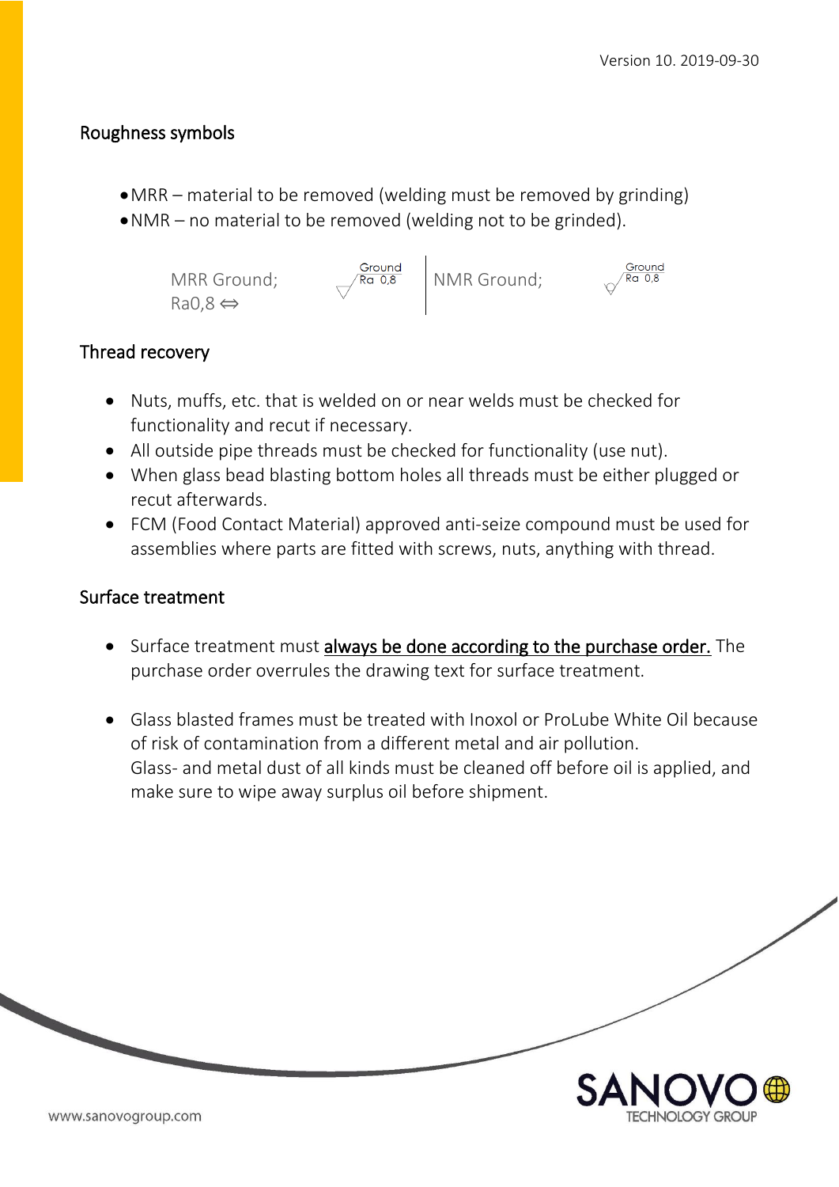## Roughness symbols

- MRR – material to be removed (welding must be removed by grinding)
- NMR – no material to be removed (welding not to be grinded).

| MRR Ground; Ra0,8 ⇔ | Ground Ra 0,8 | NMR Ground; | Ground Ra 0,8 |
|---|---|---|---|

## Thread recovery

- Nuts, muffs, etc. that is welded on or near welds must be checked for functionality and recut if necessary.
- All outside pipe threads must be checked for functionality (use nut).
- When glass bead blasting bottom holes all threads must be either plugged or recut afterwards.
- FCM (Food Contact Material) approved anti-seize compound must be used for assemblies where parts are fitted with screws, nuts, anything with thread.

## Surface treatment

- Surface treatment must **always be done according to the purchase order.** The purchase order overrules the drawing text for surface treatment.

- Glass blasted frames must be treated with Inoxol or ProLube White Oil because of risk of contamination from a different metal and air pollution.
  Glass- and metal dust of all kinds must be cleaned off before oil is applied, and make sure to wipe away surplus oil before shipment.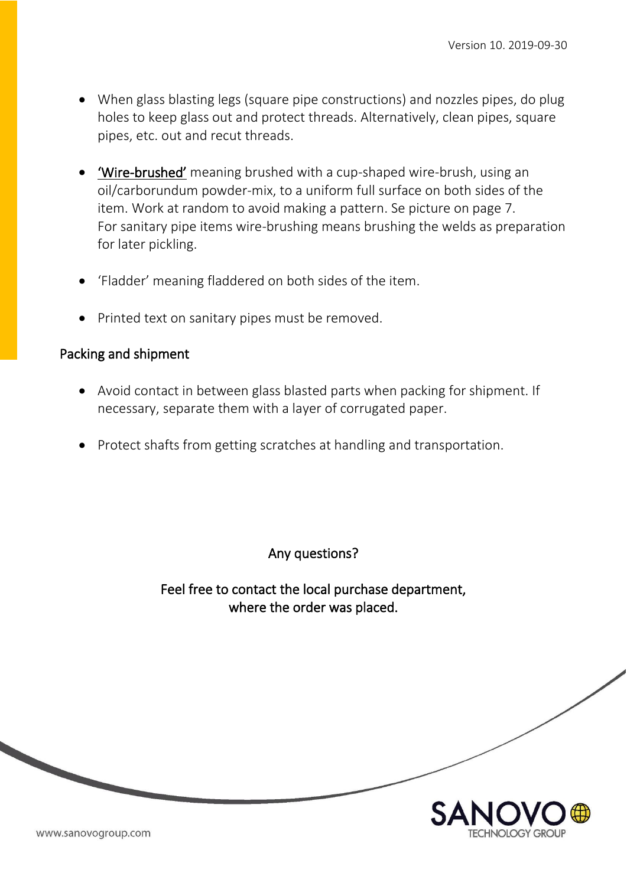- When glass blasting legs (square pipe constructions) and nozzles pipes, do plug holes to keep glass out and protect threads. Alternatively, clean pipes, square pipes, etc. out and recut threads.

- <u>'Wire-brushed'</u> meaning brushed with a cup-shaped wire-brush, using an oil/carborundum powder-mix, to a uniform full surface on both sides of the item. Work at random to avoid making a pattern. Se picture on page 7.
  For sanitary pipe items wire-brushing means brushing the welds as preparation for later pickling.

- 'Fladder' meaning fladdered on both sides of the item.

- Printed text on sanitary pipes must be removed.

## Packing and shipment

- Avoid contact in between glass blasted parts when packing for shipment. If necessary, separate them with a layer of corrugated paper.

- Protect shafts from getting scratches at handling and transportation.

Any questions?

Feel free to contact the local purchase department, where the order was placed.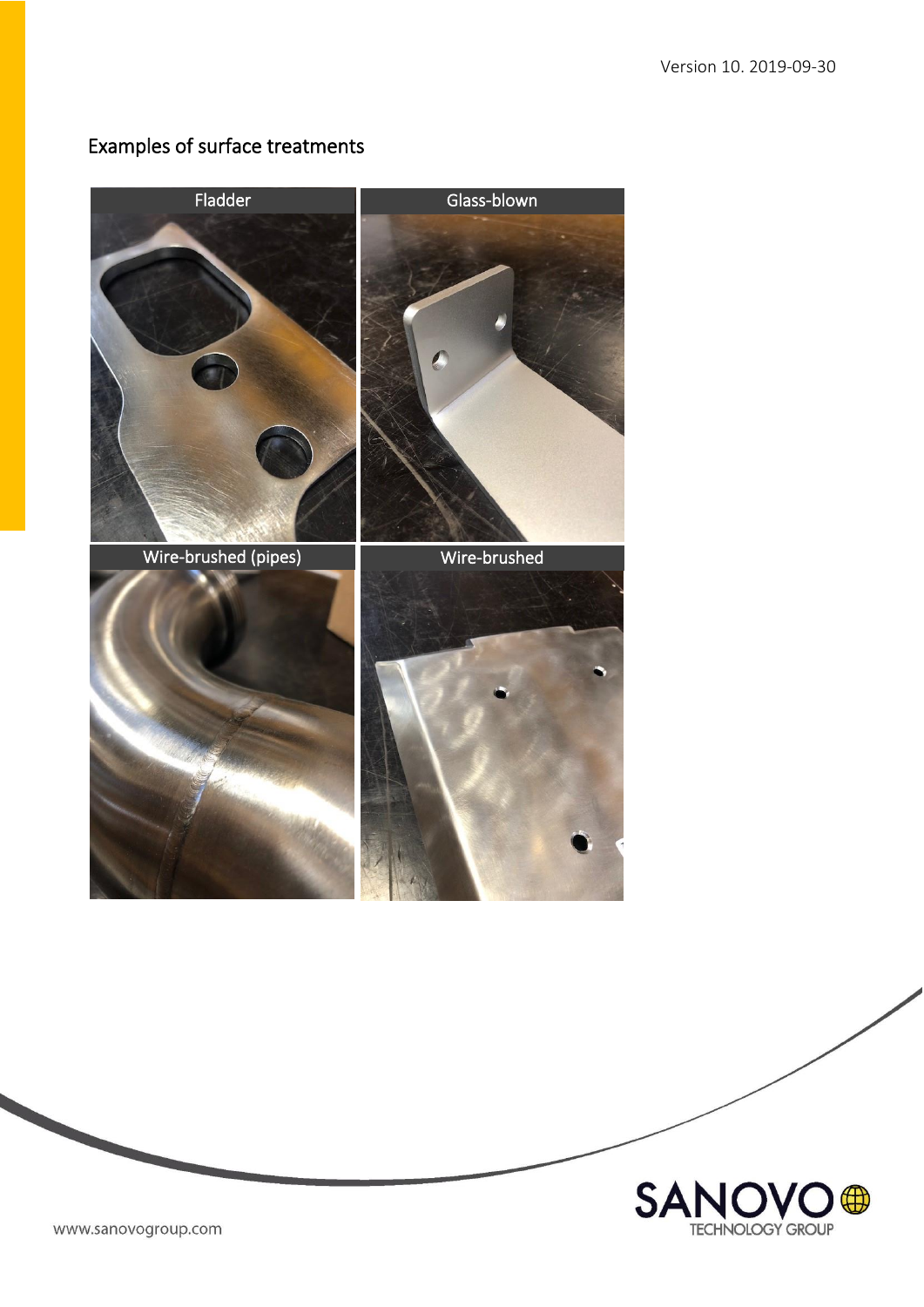## Examples of surface treatments

Fladder

Glass-blown

Wire-brushed (pipes)

Wire-brushed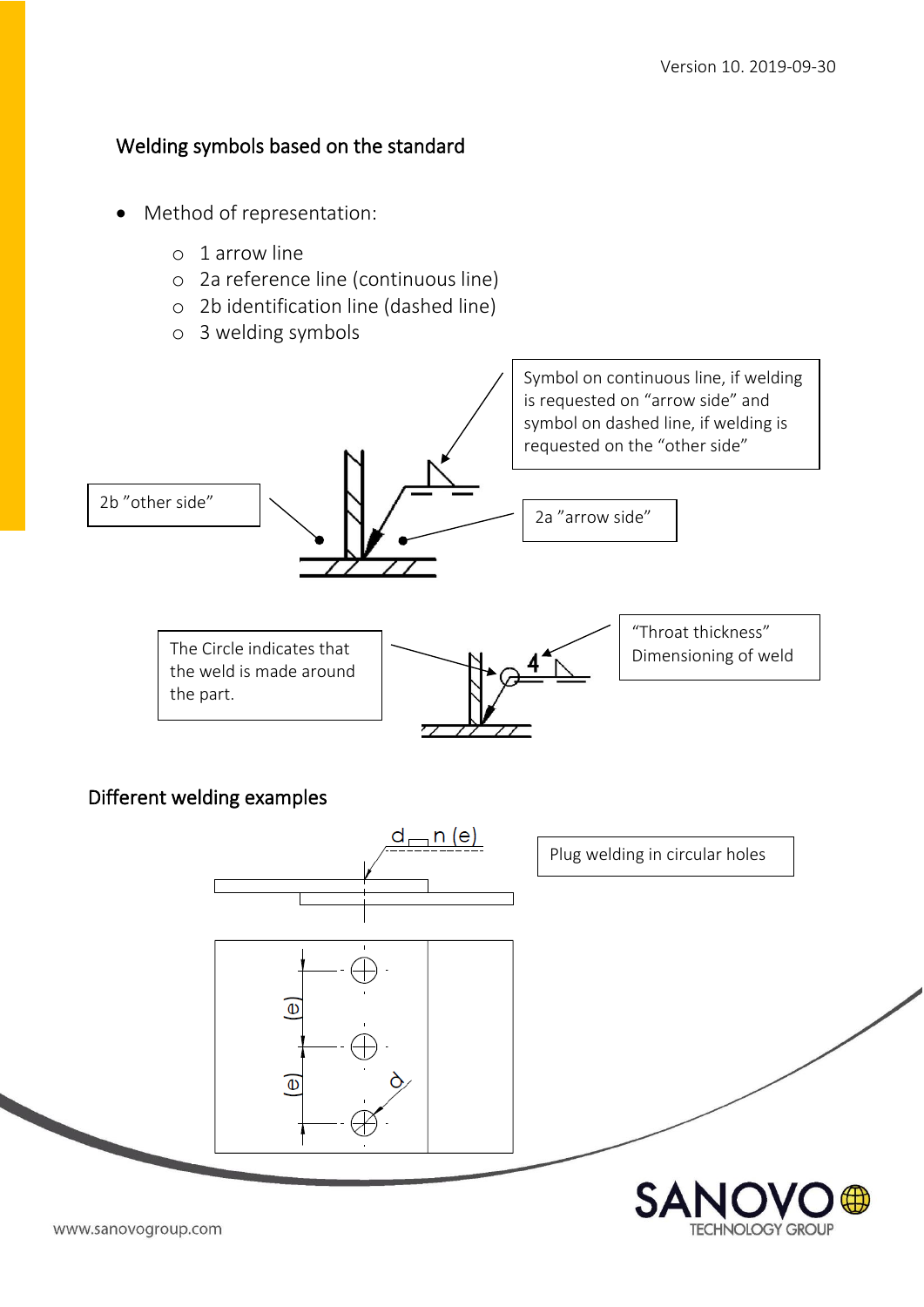## Welding symbols based on the standard

- Method of representation:
  - 1 arrow line
  - 2a reference line (continuous line)
  - 2b identification line (dashed line)
  - 3 welding symbols

Symbol on continuous line, if welding is requested on "arrow side" and symbol on dashed line, if welding is requested on the "other side"

2b "other side"

2a "arrow side"

The Circle indicates that the weld is made around the part.

"Throat thickness" Dimensioning of weld

## Different welding examples

Plug welding in circular holes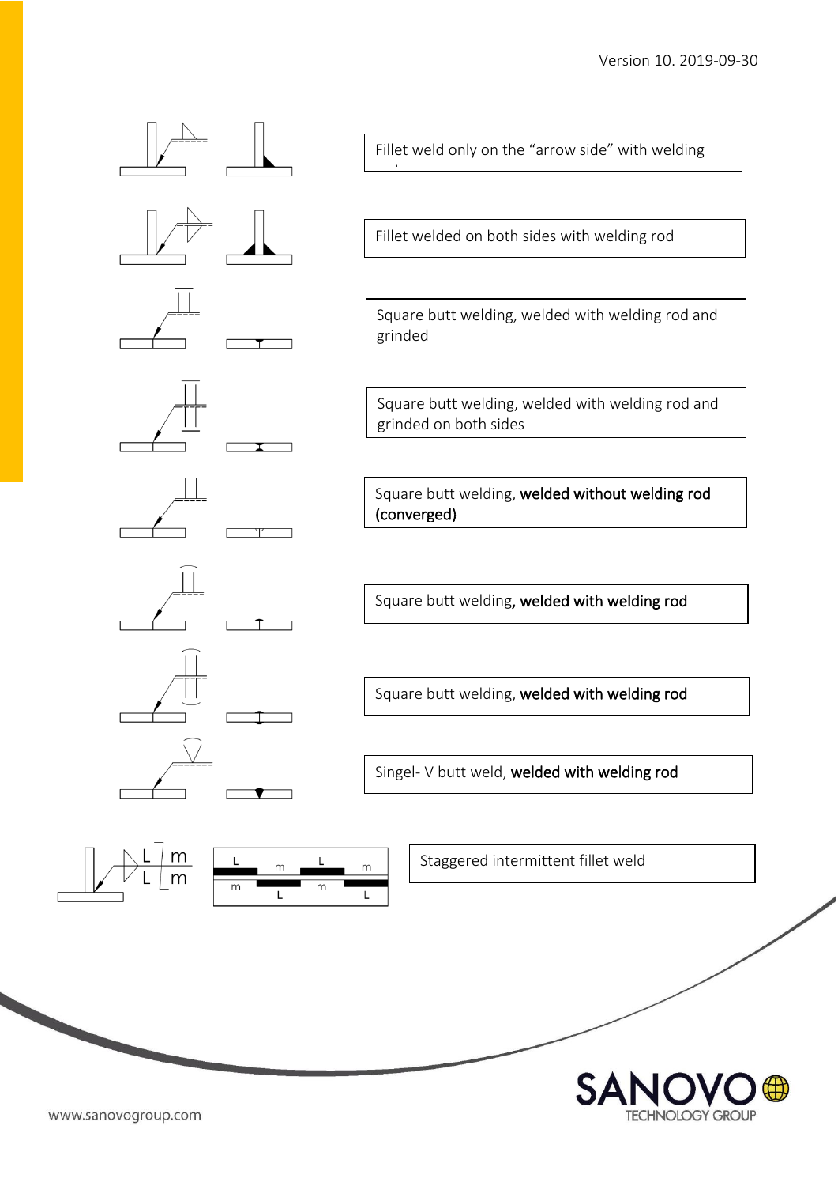Version 10. 2019-09-30

Fillet weld only on the “arrow side” with welding

Fillet welded on both sides with welding rod

Square butt welding, welded with welding rod and grinded

Square butt welding, welded with welding rod and grinded on both sides

Square butt welding, **welded without welding rod (converged)**

Square butt welding**, welded with welding rod**

Square butt welding, **welded with welding rod**

Singel- V butt weld, **welded with welding rod**

L m
L m

L m L m
m L m L

Staggered intermittent fillet weld